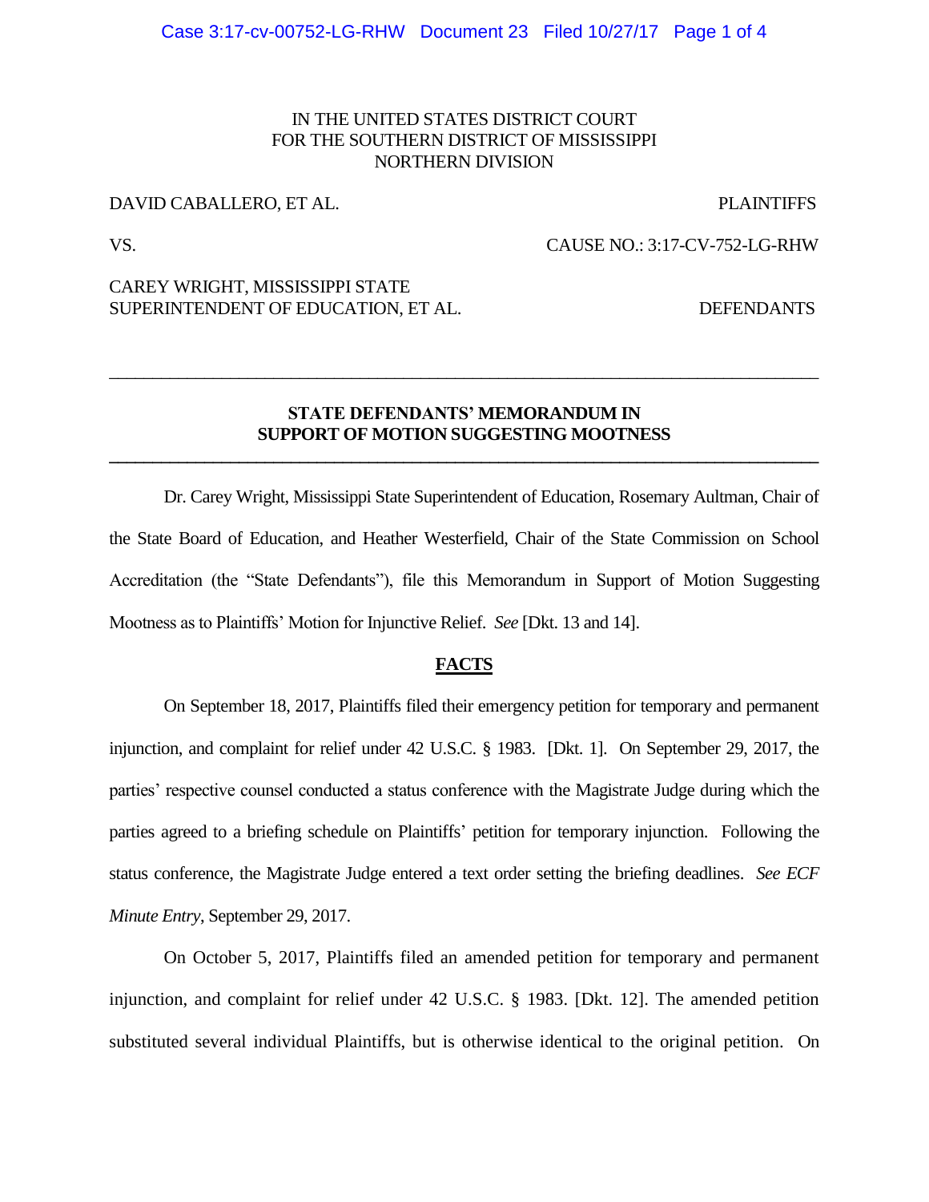IN THE UNITED STATES DISTRICT COURT
FOR THE SOUTHERN DISTRICT OF MISSISSIPPI
NORTHERN DIVISION

DAVID CABALLERO, ET AL. PLAINTIFFS

VS. CAUSE NO.: 3:17-CV-752-LG-RHW

CAREY WRIGHT, MISSISSIPPI STATE SUPERINTENDENT OF EDUCATION, ET AL. DEFENDANTS

---

**STATE DEFENDANTS' MEMORANDUM IN SUPPORT OF MOTION SUGGESTING MOOTNESS**

---

Dr. Carey Wright, Mississippi State Superintendent of Education, Rosemary Aultman, Chair of the State Board of Education, and Heather Westerfield, Chair of the State Commission on School Accreditation (the "State Defendants"), file this Memorandum in Support of Motion Suggesting Mootness as to Plaintiffs' Motion for Injunctive Relief. *See* [Dkt. 13 and 14].

**FACTS**

On September 18, 2017, Plaintiffs filed their emergency petition for temporary and permanent injunction, and complaint for relief under 42 U.S.C. § 1983. [Dkt. 1]. On September 29, 2017, the parties' respective counsel conducted a status conference with the Magistrate Judge during which the parties agreed to a briefing schedule on Plaintiffs' petition for temporary injunction. Following the status conference, the Magistrate Judge entered a text order setting the briefing deadlines. *See ECF Minute Entry*, September 29, 2017.

On October 5, 2017, Plaintiffs filed an amended petition for temporary and permanent injunction, and complaint for relief under 42 U.S.C. § 1983. [Dkt. 12]. The amended petition substituted several individual Plaintiffs, but is otherwise identical to the original petition. On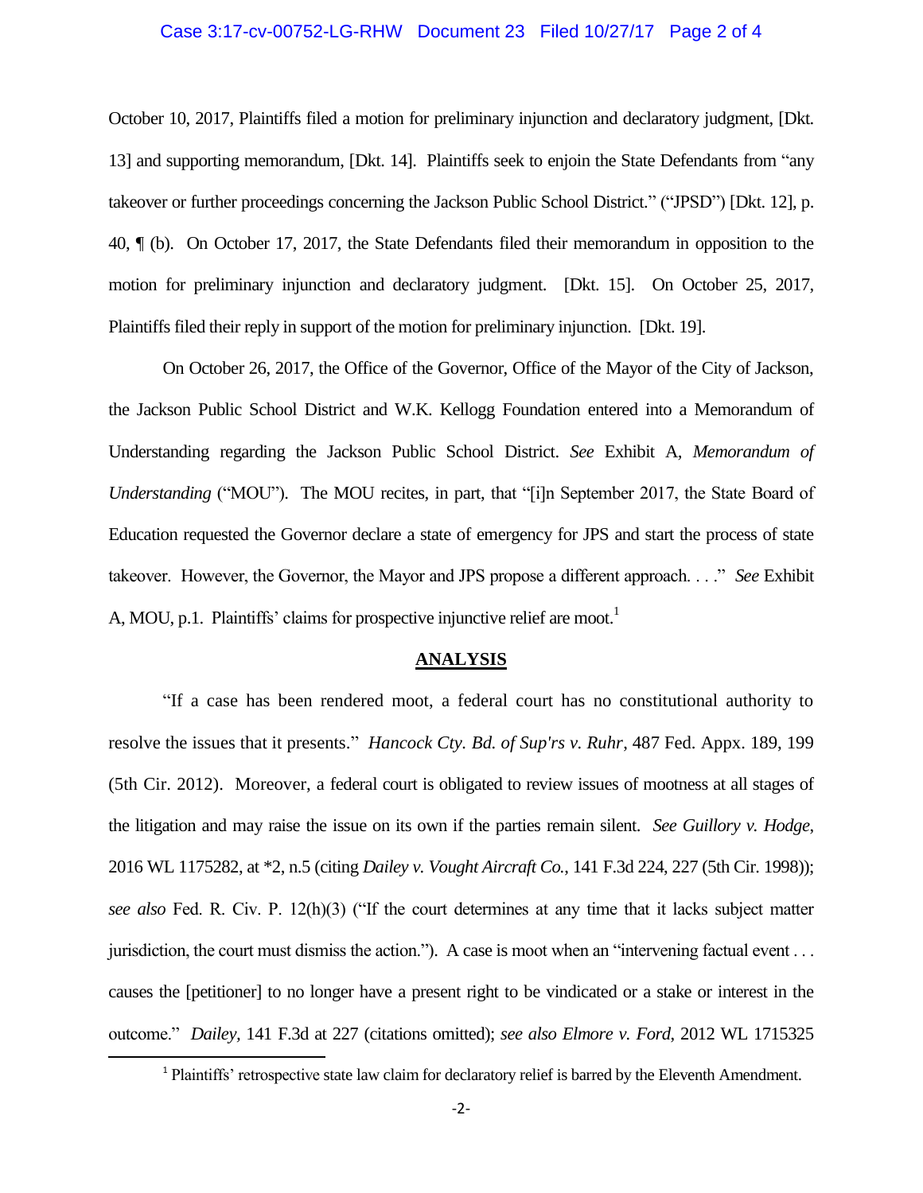October 10, 2017, Plaintiffs filed a motion for preliminary injunction and declaratory judgment, [Dkt. 13] and supporting memorandum, [Dkt. 14]. Plaintiffs seek to enjoin the State Defendants from "any takeover or further proceedings concerning the Jackson Public School District." ("JPSD") [Dkt. 12], p. 40, ¶ (b). On October 17, 2017, the State Defendants filed their memorandum in opposition to the motion for preliminary injunction and declaratory judgment. [Dkt. 15]. On October 25, 2017, Plaintiffs filed their reply in support of the motion for preliminary injunction. [Dkt. 19].

On October 26, 2017, the Office of the Governor, Office of the Mayor of the City of Jackson, the Jackson Public School District and W.K. Kellogg Foundation entered into a Memorandum of Understanding regarding the Jackson Public School District. *See* Exhibit A, *Memorandum of Understanding* ("MOU"). The MOU recites, in part, that "[i]n September 2017, the State Board of Education requested the Governor declare a state of emergency for JPS and start the process of state takeover. However, the Governor, the Mayor and JPS propose a different approach. . . ." *See* Exhibit A, MOU, p.1. Plaintiffs' claims for prospective injunctive relief are moot.[1]

## ANALYSIS

"If a case has been rendered moot, a federal court has no constitutional authority to resolve the issues that it presents." *Hancock Cty. Bd. of Sup'rs v. Ruhr*, 487 Fed. Appx. 189, 199 (5th Cir. 2012). Moreover, a federal court is obligated to review issues of mootness at all stages of the litigation and may raise the issue on its own if the parties remain silent. *See Guillory v. Hodge*, 2016 WL 1175282, at *2, n.5 (citing *Dailey v. Vought Aircraft Co.*, 141 F.3d 224, 227 (5th Cir. 1998)); *see also* Fed. R. Civ. P. 12(h)(3) ("If the court determines at any time that it lacks subject matter jurisdiction, the court must dismiss the action."). A case is moot when an "intervening factual event . . . causes the [petitioner] to no longer have a present right to be vindicated or a stake or interest in the outcome." *Dailey*, 141 F.3d at 227 (citations omitted); *see also Elmore v. Ford*, 2012 WL 1715325

[1] Plaintiffs' retrospective state law claim for declaratory relief is barred by the Eleventh Amendment.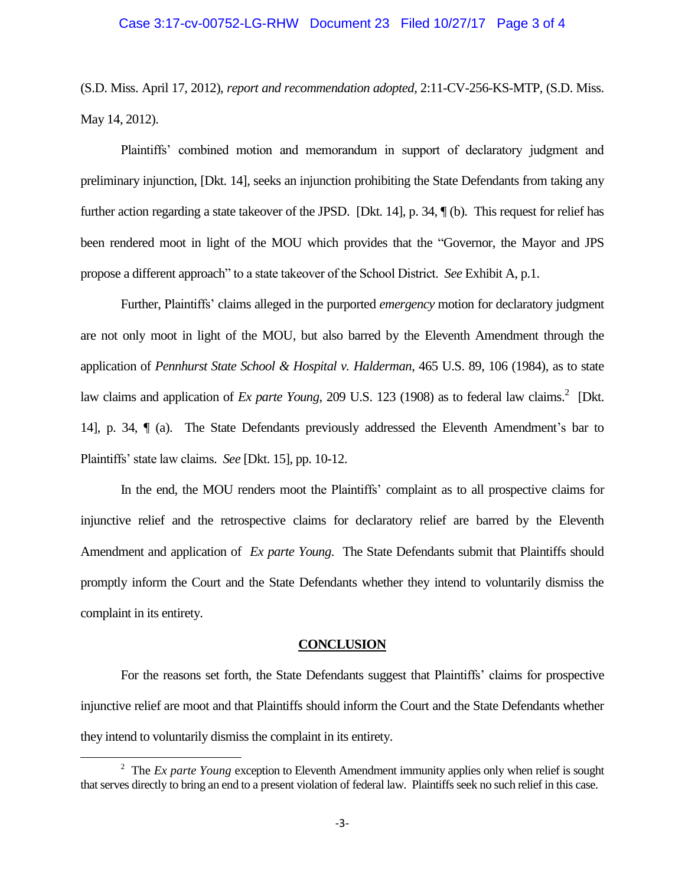(S.D. Miss. April 17, 2012), *report and recommendation adopted*, 2:11-CV-256-KS-MTP, (S.D. Miss. May 14, 2012).

Plaintiffs' combined motion and memorandum in support of declaratory judgment and preliminary injunction, [Dkt. 14], seeks an injunction prohibiting the State Defendants from taking any further action regarding a state takeover of the JPSD. [Dkt. 14], p. 34, ¶ (b). This request for relief has been rendered moot in light of the MOU which provides that the "Governor, the Mayor and JPS propose a different approach" to a state takeover of the School District. *See* Exhibit A, p.1.

Further, Plaintiffs' claims alleged in the purported *emergency* motion for declaratory judgment are not only moot in light of the MOU, but also barred by the Eleventh Amendment through the application of *Pennhurst State School & Hospital v. Halderman*, 465 U.S. 89, 106 (1984), as to state law claims and application of *Ex parte Young*, 209 U.S. 123 (1908) as to federal law claims.[2] [Dkt. 14], p. 34, ¶ (a). The State Defendants previously addressed the Eleventh Amendment's bar to Plaintiffs' state law claims. *See* [Dkt. 15], pp. 10-12.

In the end, the MOU renders moot the Plaintiffs' complaint as to all prospective claims for injunctive relief and the retrospective claims for declaratory relief are barred by the Eleventh Amendment and application of *Ex parte Young*. The State Defendants submit that Plaintiffs should promptly inform the Court and the State Defendants whether they intend to voluntarily dismiss the complaint in its entirety.

## CONCLUSION

For the reasons set forth, the State Defendants suggest that Plaintiffs' claims for prospective injunctive relief are moot and that Plaintiffs should inform the Court and the State Defendants whether they intend to voluntarily dismiss the complaint in its entirety.

---

[2] The *Ex parte Young* exception to Eleventh Amendment immunity applies only when relief is sought that serves directly to bring an end to a present violation of federal law. Plaintiffs seek no such relief in this case.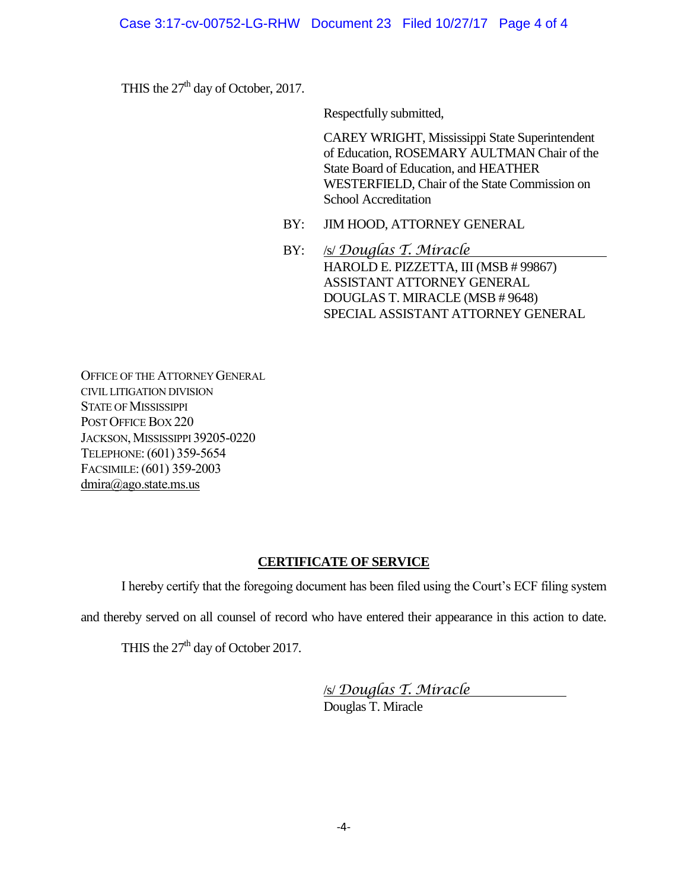THIS the 27th day of October, 2017.

Respectfully submitted,

CAREY WRIGHT, Mississippi State Superintendent of Education, ROSEMARY AULTMAN Chair of the State Board of Education, and HEATHER WESTERFIELD, Chair of the State Commission on School Accreditation

BY: JIM HOOD, ATTORNEY GENERAL

BY: /s/ *Douglas T. Miracle*
HAROLD E. PIZZETTA, III (MSB # 99867)
ASSISTANT ATTORNEY GENERAL
DOUGLAS T. MIRACLE (MSB # 9648)
SPECIAL ASSISTANT ATTORNEY GENERAL

OFFICE OF THE ATTORNEY GENERAL
CIVIL LITIGATION DIVISION
STATE OF MISSISSIPPI
POST OFFICE BOX 220
JACKSON, MISSISSIPPI 39205-0220
TELEPHONE: (601) 359-5654
FACSIMILE: (601) 359-2003
dmira@ago.state.ms.us

## CERTIFICATE OF SERVICE

I hereby certify that the foregoing document has been filed using the Court's ECF filing system and thereby served on all counsel of record who have entered their appearance in this action to date.

THIS the 27th day of October 2017.

/s/ *Douglas T. Miracle*
Douglas T. Miracle